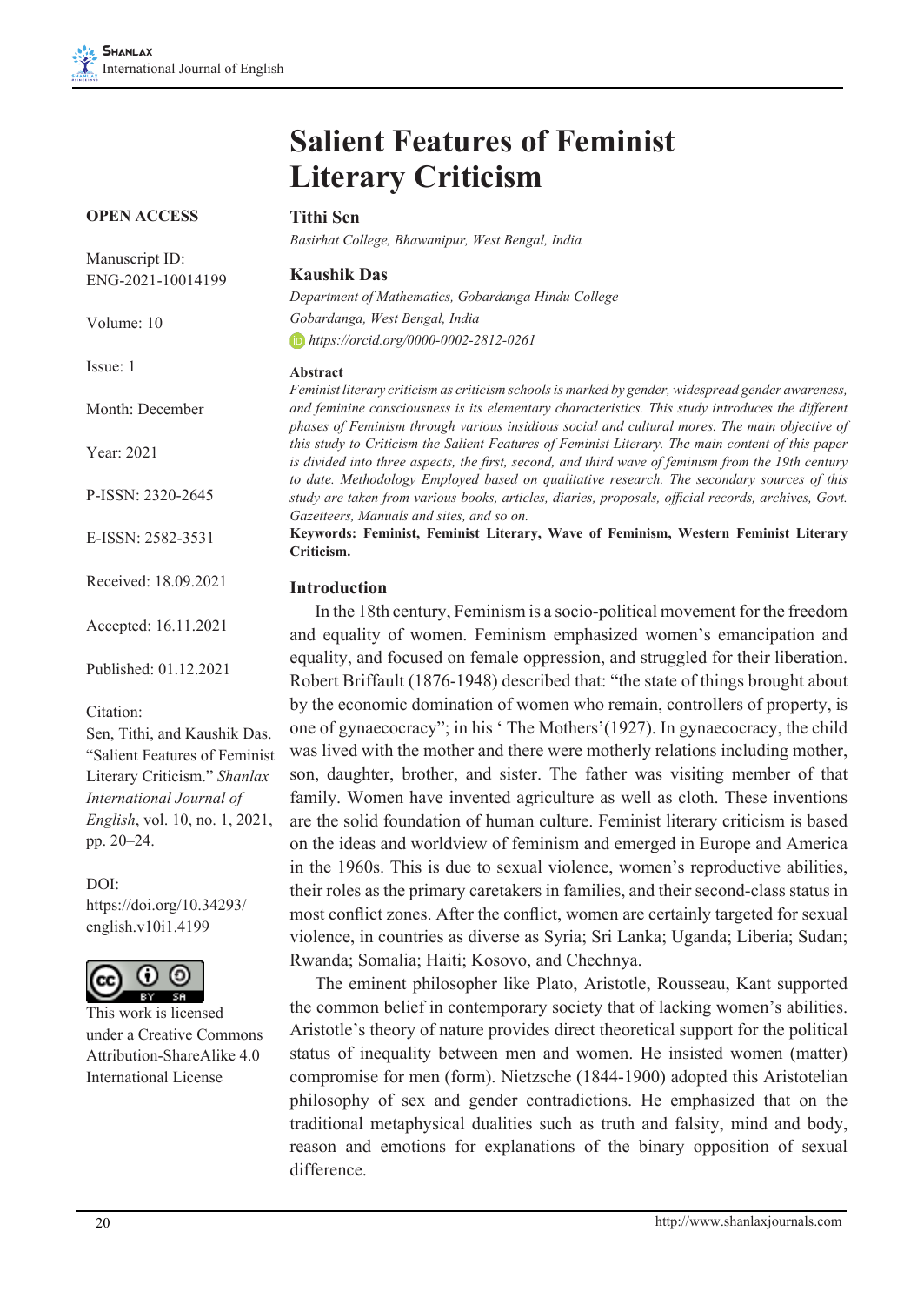# Salient Features of Feminist Literary Criticism

**OPEN ACCESS**

Manuscript ID: ENG-2021-10014199

Volume: 10

Issue: 1

Month: December

Year: 2021

P-ISSN: 2320-2645

E-ISSN: 2582-3531

Received: 18.09.2021

Accepted: 16.11.2021

Published: 01.12.2021

Citation:
Sen, Tithi, and Kaushik Das. "Salient Features of Feminist Literary Criticism." *Shanlax International Journal of English*, vol. 10, no. 1, 2021, pp. 20–24.

DOI:
https://doi.org/10.34293/english.v10i1.4199

This work is licensed under a Creative Commons Attribution-ShareAlike 4.0 International License

**Tithi Sen**

*Basirhat College, Bhawanipur, West Bengal, India*

**Kaushik Das**

*Department of Mathematics, Gobardanga Hindu College*
*Gobardanga, West Bengal, India*
*https://orcid.org/0000-0002-2812-0261*

### Abstract

*Feminist literary criticism as criticism schools is marked by gender, widespread gender awareness, and feminine consciousness is its elementary characteristics. This study introduces the different phases of Feminism through various insidious social and cultural mores. The main objective of this study to Criticism the Salient Features of Feminist Literary. The main content of this paper is divided into three aspects, the first, second, and third wave of feminism from the 19th century to date. Methodology Employed based on qualitative research. The secondary sources of this study are taken from various books, articles, diaries, proposals, official records, archives, Govt. Gazetteers, Manuals and sites, and so on.*

**Keywords: Feminist, Feminist Literary, Wave of Feminism, Western Feminist Literary Criticism.**

## Introduction

In the 18th century, Feminism is a socio-political movement for the freedom and equality of women. Feminism emphasized women's emancipation and equality, and focused on female oppression, and struggled for their liberation. Robert Briffault (1876-1948) described that: "the state of things brought about by the economic domination of women who remain, controllers of property, is one of gynaecocracy"; in his ' The Mothers'(1927). In gynaecocracy, the child was lived with the mother and there were motherly relations including mother, son, daughter, brother, and sister. The father was visiting member of that family. Women have invented agriculture as well as cloth. These inventions are the solid foundation of human culture. Feminist literary criticism is based on the ideas and worldview of feminism and emerged in Europe and America in the 1960s. This is due to sexual violence, women's reproductive abilities, their roles as the primary caretakers in families, and their second-class status in most conflict zones. After the conflict, women are certainly targeted for sexual violence, in countries as diverse as Syria; Sri Lanka; Uganda; Liberia; Sudan; Rwanda; Somalia; Haiti; Kosovo, and Chechnya.

The eminent philosopher like Plato, Aristotle, Rousseau, Kant supported the common belief in contemporary society that of lacking women's abilities. Aristotle's theory of nature provides direct theoretical support for the political status of inequality between men and women. He insisted women (matter) compromise for men (form). Nietzsche (1844-1900) adopted this Aristotelian philosophy of sex and gender contradictions. He emphasized that on the traditional metaphysical dualities such as truth and falsity, mind and body, reason and emotions for explanations of the binary opposition of sexual difference.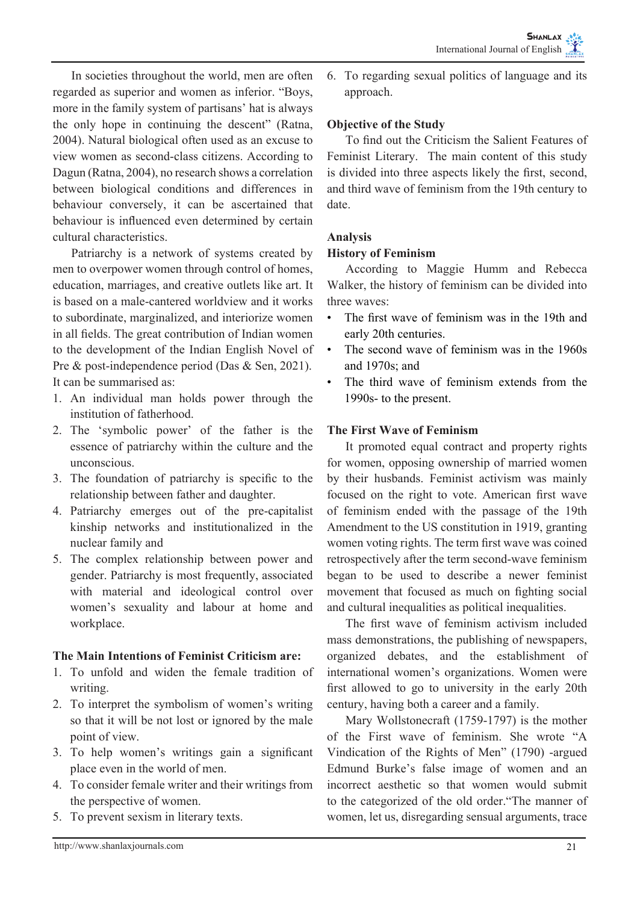In societies throughout the world, men are often regarded as superior and women as inferior. "Boys, more in the family system of partisans' hat is always the only hope in continuing the descent" (Ratna, 2004). Natural biological often used as an excuse to view women as second-class citizens. According to Dagun (Ratna, 2004), no research shows a correlation between biological conditions and differences in behaviour conversely, it can be ascertained that behaviour is influenced even determined by certain cultural characteristics.

Patriarchy is a network of systems created by men to overpower women through control of homes, education, marriages, and creative outlets like art. It is based on a male-cantered worldview and it works to subordinate, marginalized, and interiorize women in all fields. The great contribution of Indian women to the development of the Indian English Novel of Pre & post-independence period (Das & Sen, 2021). It can be summarised as:

1. An individual man holds power through the institution of fatherhood.
2. The 'symbolic power' of the father is the essence of patriarchy within the culture and the unconscious.
3. The foundation of patriarchy is specific to the relationship between father and daughter.
4. Patriarchy emerges out of the pre-capitalist kinship networks and institutionalized in the nuclear family and
5. The complex relationship between power and gender. Patriarchy is most frequently, associated with material and ideological control over women's sexuality and labour at home and workplace.

### The Main Intentions of Feminist Criticism are:

1. To unfold and widen the female tradition of writing.
2. To interpret the symbolism of women's writing so that it will be not lost or ignored by the male point of view.
3. To help women's writings gain a significant place even in the world of men.
4. To consider female writer and their writings from the perspective of women.
5. To prevent sexism in literary texts.
6. To regarding sexual politics of language and its approach.

### Objective of the Study

To find out the Criticism the Salient Features of Feminist Literary. The main content of this study is divided into three aspects likely the first, second, and third wave of feminism from the 19th century to date.

## Analysis

### History of Feminism

According to Maggie Humm and Rebecca Walker, the history of feminism can be divided into three waves:

- The first wave of feminism was in the 19th and early 20th centuries.
- The second wave of feminism was in the 1960s and 1970s; and
- The third wave of feminism extends from the 1990s- to the present.

### The First Wave of Feminism

It promoted equal contract and property rights for women, opposing ownership of married women by their husbands. Feminist activism was mainly focused on the right to vote. American first wave of feminism ended with the passage of the 19th Amendment to the US constitution in 1919, granting women voting rights. The term first wave was coined retrospectively after the term second-wave feminism began to be used to describe a newer feminist movement that focused as much on fighting social and cultural inequalities as political inequalities.

The first wave of feminism activism included mass demonstrations, the publishing of newspapers, organized debates, and the establishment of international women's organizations. Women were first allowed to go to university in the early 20th century, having both a career and a family.

Mary Wollstonecraft (1759-1797) is the mother of the First wave of feminism. She wrote "A Vindication of the Rights of Men" (1790) -argued Edmund Burke's false image of women and an incorrect aesthetic so that women would submit to the categorized of the old order."The manner of women, let us, disregarding sensual arguments, trace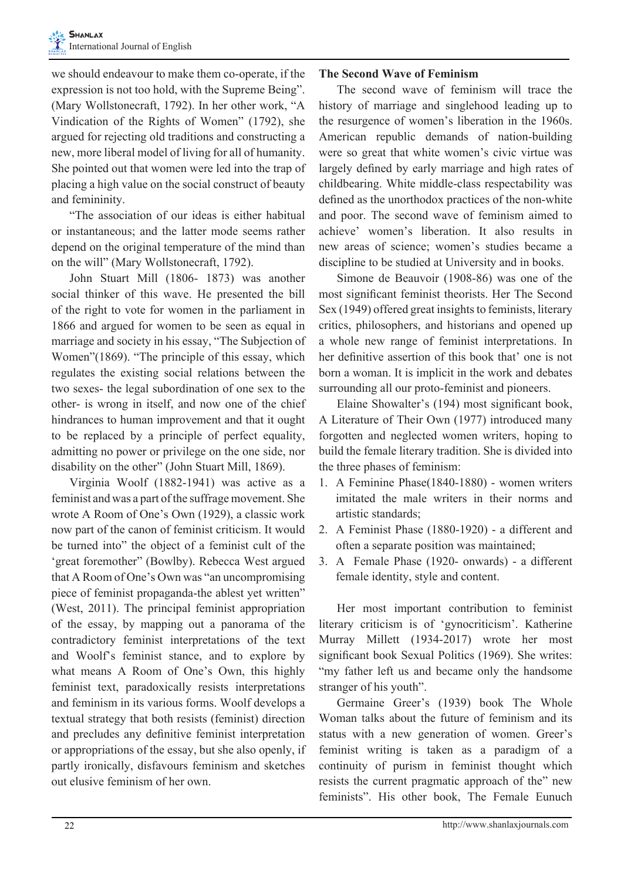we should endeavour to make them co-operate, if the expression is not too hold, with the Supreme Being". (Mary Wollstonecraft, 1792). In her other work, "A Vindication of the Rights of Women" (1792), she argued for rejecting old traditions and constructing a new, more liberal model of living for all of humanity. She pointed out that women were led into the trap of placing a high value on the social construct of beauty and femininity.

"The association of our ideas is either habitual or instantaneous; and the latter mode seems rather depend on the original temperature of the mind than on the will" (Mary Wollstonecraft, 1792).

John Stuart Mill (1806- 1873) was another social thinker of this wave. He presented the bill of the right to vote for women in the parliament in 1866 and argued for women to be seen as equal in marriage and society in his essay, "The Subjection of Women"(1869). "The principle of this essay, which regulates the existing social relations between the two sexes- the legal subordination of one sex to the other- is wrong in itself, and now one of the chief hindrances to human improvement and that it ought to be replaced by a principle of perfect equality, admitting no power or privilege on the one side, nor disability on the other" (John Stuart Mill, 1869).

Virginia Woolf (1882-1941) was active as a feminist and was a part of the suffrage movement. She wrote A Room of One's Own (1929), a classic work now part of the canon of feminist criticism. It would be turned into" the object of a feminist cult of the 'great foremother" (Bowlby). Rebecca West argued that A Room of One's Own was "an uncompromising piece of feminist propaganda-the ablest yet written" (West, 2011). The principal feminist appropriation of the essay, by mapping out a panorama of the contradictory feminist interpretations of the text and Woolf's feminist stance, and to explore by what means A Room of One's Own, this highly feminist text, paradoxically resists interpretations and feminism in its various forms. Woolf develops a textual strategy that both resists (feminist) direction and precludes any definitive feminist interpretation or appropriations of the essay, but she also openly, if partly ironically, disfavours feminism and sketches out elusive feminism of her own.

**The Second Wave of Feminism**

The second wave of feminism will trace the history of marriage and singlehood leading up to the resurgence of women's liberation in the 1960s. American republic demands of nation-building were so great that white women's civic virtue was largely defined by early marriage and high rates of childbearing. White middle-class respectability was defined as the unorthodox practices of the non-white and poor. The second wave of feminism aimed to achieve' women's liberation. It also results in new areas of science; women's studies became a discipline to be studied at University and in books.

Simone de Beauvoir (1908-86) was one of the most significant feminist theorists. Her The Second Sex (1949) offered great insights to feminists, literary critics, philosophers, and historians and opened up a whole new range of feminist interpretations. In her definitive assertion of this book that' one is not born a woman. It is implicit in the work and debates surrounding all our proto-feminist and pioneers.

Elaine Showalter's (194) most significant book, A Literature of Their Own (1977) introduced many forgotten and neglected women writers, hoping to build the female literary tradition. She is divided into the three phases of feminism:

1. A Feminine Phase(1840-1880) - women writers imitated the male writers in their norms and artistic standards;
2. A Feminist Phase (1880-1920) - a different and often a separate position was maintained;
3. A Female Phase (1920- onwards) - a different female identity, style and content.

Her most important contribution to feminist literary criticism is of 'gynocriticism'. Katherine Murray Millett (1934-2017) wrote her most significant book Sexual Politics (1969). She writes: "my father left us and became only the handsome stranger of his youth".

Germaine Greer's (1939) book The Whole Woman talks about the future of feminism and its status with a new generation of women. Greer's feminist writing is taken as a paradigm of a continuity of purism in feminist thought which resists the current pragmatic approach of the" new feminists". His other book, The Female Eunuch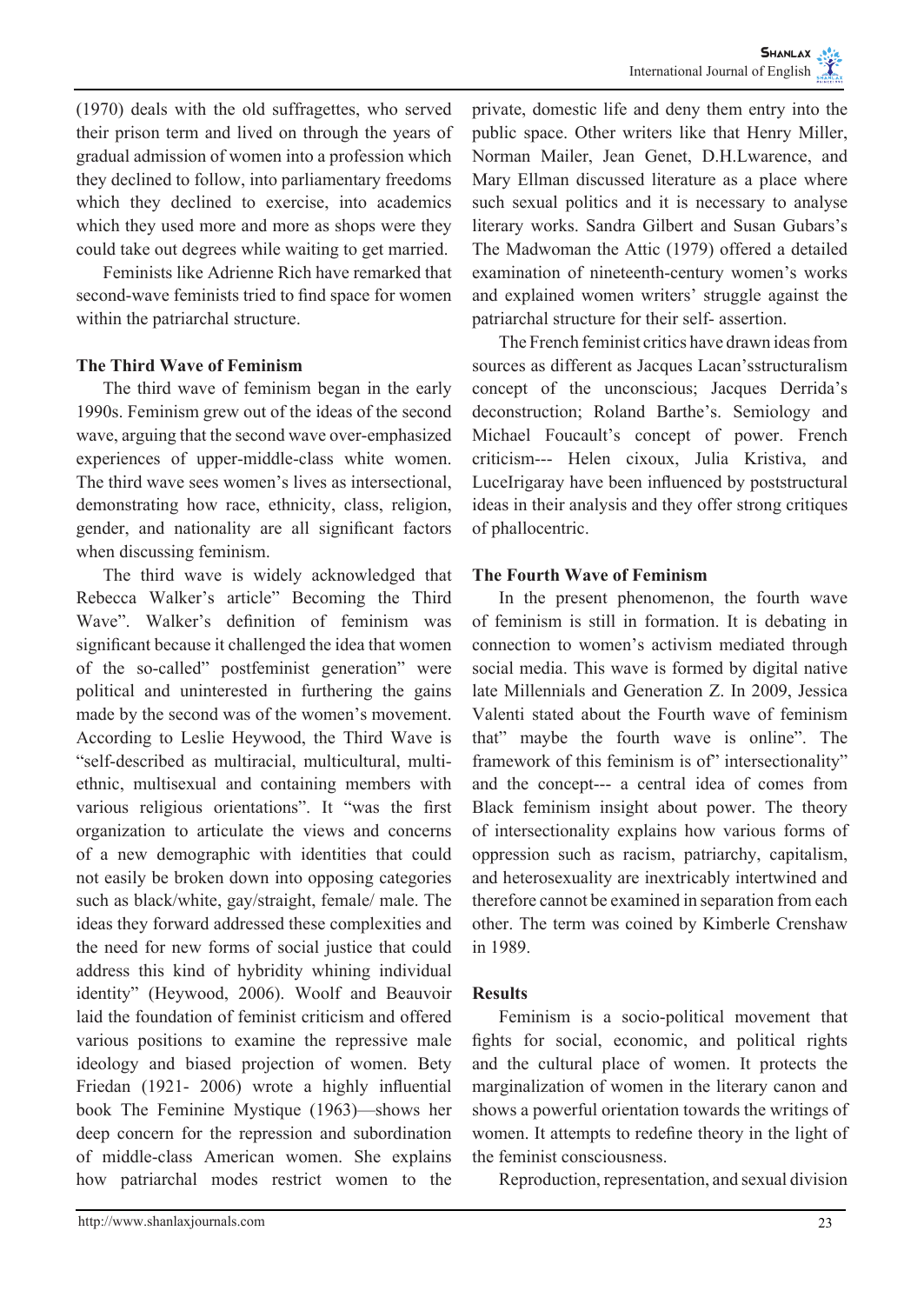(1970) deals with the old suffragettes, who served their prison term and lived on through the years of gradual admission of women into a profession which they declined to follow, into parliamentary freedoms which they declined to exercise, into academics which they used more and more as shops were they could take out degrees while waiting to get married.

Feminists like Adrienne Rich have remarked that second-wave feminists tried to find space for women within the patriarchal structure.

### The Third Wave of Feminism

The third wave of feminism began in the early 1990s. Feminism grew out of the ideas of the second wave, arguing that the second wave over-emphasized experiences of upper-middle-class white women. The third wave sees women's lives as intersectional, demonstrating how race, ethnicity, class, religion, gender, and nationality are all significant factors when discussing feminism.

The third wave is widely acknowledged that Rebecca Walker's article" Becoming the Third Wave". Walker's definition of feminism was significant because it challenged the idea that women of the so-called" postfeminist generation" were political and uninterested in furthering the gains made by the second was of the women's movement. According to Leslie Heywood, the Third Wave is "self-described as multiracial, multicultural, multi-ethnic, multisexual and containing members with various religious orientations". It "was the first organization to articulate the views and concerns of a new demographic with identities that could not easily be broken down into opposing categories such as black/white, gay/straight, female/ male. The ideas they forward addressed these complexities and the need for new forms of social justice that could address this kind of hybridity whining individual identity" (Heywood, 2006). Woolf and Beauvoir laid the foundation of feminist criticism and offered various positions to examine the repressive male ideology and biased projection of women. Bety Friedan (1921- 2006) wrote a highly influential book The Feminine Mystique (1963)—shows her deep concern for the repression and subordination of middle-class American women. She explains how patriarchal modes restrict women to the private, domestic life and deny them entry into the public space. Other writers like that Henry Miller, Norman Mailer, Jean Genet, D.H.Lwarence, and Mary Ellman discussed literature as a place where such sexual politics and it is necessary to analyse literary works. Sandra Gilbert and Susan Gubars's The Madwoman the Attic (1979) offered a detailed examination of nineteenth-century women's works and explained women writers' struggle against the patriarchal structure for their self- assertion.

The French feminist critics have drawn ideas from sources as different as Jacques Lacan'sstructuralism concept of the unconscious; Jacques Derrida's deconstruction; Roland Barthe's. Semiology and Michael Foucault's concept of power. French criticism--- Helen cixoux, Julia Kristiva, and LuceIrigaray have been influenced by poststructural ideas in their analysis and they offer strong critiques of phallocentric.

### The Fourth Wave of Feminism

In the present phenomenon, the fourth wave of feminism is still in formation. It is debating in connection to women's activism mediated through social media. This wave is formed by digital native late Millennials and Generation Z. In 2009, Jessica Valenti stated about the Fourth wave of feminism that" maybe the fourth wave is online". The framework of this feminism is of" intersectionality" and the concept--- a central idea of comes from Black feminism insight about power. The theory of intersectionality explains how various forms of oppression such as racism, patriarchy, capitalism, and heterosexuality are inextricably intertwined and therefore cannot be examined in separation from each other. The term was coined by Kimberle Crenshaw in 1989.

### Results

Feminism is a socio-political movement that fights for social, economic, and political rights and the cultural place of women. It protects the marginalization of women in the literary canon and shows a powerful orientation towards the writings of women. It attempts to redefine theory in the light of the feminist consciousness.

Reproduction, representation, and sexual division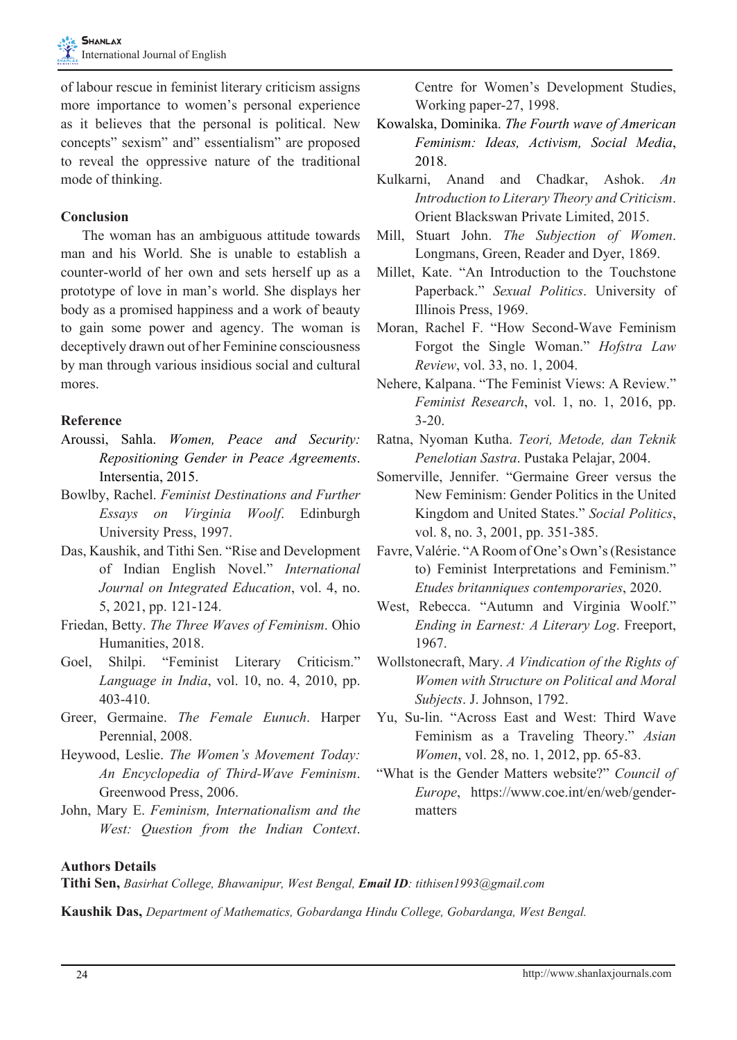of labour rescue in feminist literary criticism assigns more importance to women's personal experience as it believes that the personal is political. New concepts" sexism" and" essentialism" are proposed to reveal the oppressive nature of the traditional mode of thinking.

## Conclusion

The woman has an ambiguous attitude towards man and his World. She is unable to establish a counter-world of her own and sets herself up as a prototype of love in man's world. She displays her body as a promised happiness and a work of beauty to gain some power and agency. The woman is deceptively drawn out of her Feminine consciousness by man through various insidious social and cultural mores.

## Reference

Aroussi, Sahla. *Women, Peace and Security: Repositioning Gender in Peace Agreements*. Intersentia, 2015.

Bowlby, Rachel. *Feminist Destinations and Further Essays on Virginia Woolf*. Edinburgh University Press, 1997.

Das, Kaushik, and Tithi Sen. "Rise and Development of Indian English Novel." *International Journal on Integrated Education*, vol. 4, no. 5, 2021, pp. 121-124.

Friedan, Betty. *The Three Waves of Feminism*. Ohio Humanities, 2018.

Goel, Shilpi. "Feminist Literary Criticism." *Language in India*, vol. 10, no. 4, 2010, pp. 403-410.

Greer, Germaine. *The Female Eunuch*. Harper Perennial, 2008.

Heywood, Leslie. *The Women's Movement Today: An Encyclopedia of Third-Wave Feminism*. Greenwood Press, 2006.

John, Mary E. *Feminism, Internationalism and the West: Question from the Indian Context*. Centre for Women's Development Studies, Working paper-27, 1998.

Kowalska, Dominika. *The Fourth wave of American Feminism: Ideas, Activism, Social Media*, 2018.

Kulkarni, Anand and Chadkar, Ashok. *An Introduction to Literary Theory and Criticism*. Orient Blackswan Private Limited, 2015.

Mill, Stuart John. *The Subjection of Women*. Longmans, Green, Reader and Dyer, 1869.

Millet, Kate. "An Introduction to the Touchstone Paperback." *Sexual Politics*. University of Illinois Press, 1969.

Moran, Rachel F. "How Second-Wave Feminism Forgot the Single Woman." *Hofstra Law Review*, vol. 33, no. 1, 2004.

Nehere, Kalpana. "The Feminist Views: A Review." *Feminist Research*, vol. 1, no. 1, 2016, pp. 3-20.

Ratna, Nyoman Kutha. *Teori, Metode, dan Teknik Penelotian Sastra*. Pustaka Pelajar, 2004.

Somerville, Jennifer. "Germaine Greer versus the New Feminism: Gender Politics in the United Kingdom and United States." *Social Politics*, vol. 8, no. 3, 2001, pp. 351-385.

Favre, Valérie. "A Room of One's Own's (Resistance to) Feminist Interpretations and Feminism." *Etudes britanniques contemporaries*, 2020.

West, Rebecca. "Autumn and Virginia Woolf." *Ending in Earnest: A Literary Log*. Freeport, 1967.

Wollstonecraft, Mary. *A Vindication of the Rights of Women with Structure on Political and Moral Subjects*. J. Johnson, 1792.

Yu, Su-lin. "Across East and West: Third Wave Feminism as a Traveling Theory." *Asian Women*, vol. 28, no. 1, 2012, pp. 65-83.

"What is the Gender Matters website?" *Council of Europe*, https://www.coe.int/en/web/gender-matters

## Authors Details

**Tithi Sen,** *Basirhat College, Bhawanipur, West Bengal,* ***Email ID****: tithisen1993@gmail.com*

**Kaushik Das,** *Department of Mathematics, Gobardanga Hindu College, Gobardanga, West Bengal.*